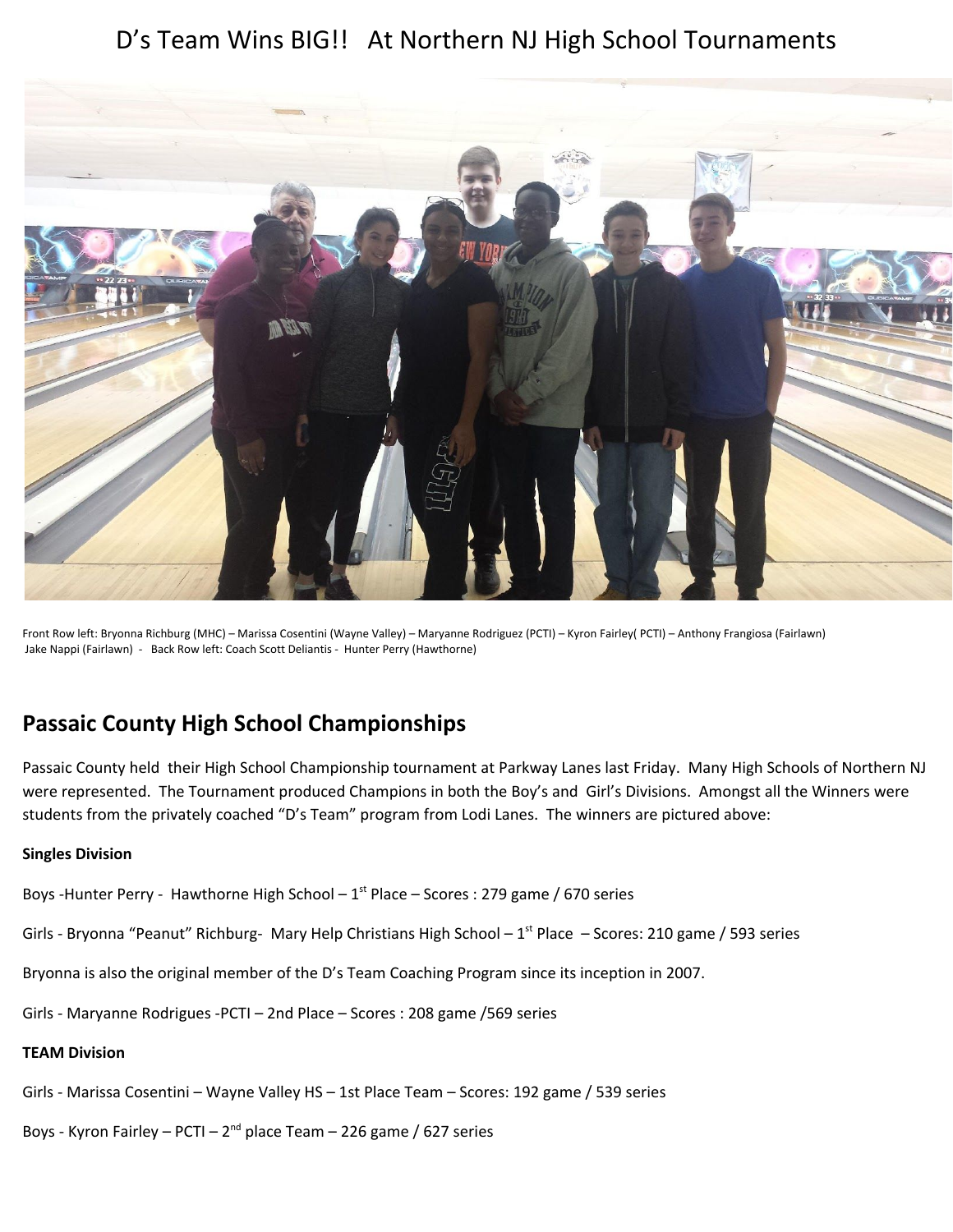# D's Team Wins BIG!! At Northern NJ High School Tournaments

Front Row left: Bryonna Richburg (MHC) – Marissa Cosentini (Wayne Valley) – Maryanne Rodriguez (PCTI) – Kyron Fairley( PCTI) – Anthony Frangiosa (Fairlawn) Jake Nappi (Fairlawn) - Back Row left: Coach Scott Deliantis - Hunter Perry (Hawthorne)

## Passaic County High School Championships

Passaic County held their High School Championship tournament at Parkway Lanes last Friday. Many High Schools of Northern NJ were represented. The Tournament produced Champions in both the Boy's and Girl's Divisions. Amongst all the Winners were students from the privately coached "D's Team" program from Lodi Lanes. The winners are pictured above:

**Singles Division**

Boys -Hunter Perry - Hawthorne High School – 1st Place – Scores : 279 game / 670 series

Girls - Bryonna "Peanut" Richburg- Mary Help Christians High School – 1st Place – Scores: 210 game / 593 series

Bryonna is also the original member of the D's Team Coaching Program since its inception in 2007.

Girls - Maryanne Rodrigues -PCTI – 2nd Place – Scores : 208 game /569 series

**TEAM Division**

Girls - Marissa Cosentini – Wayne Valley HS – 1st Place Team – Scores: 192 game / 539 series

Boys - Kyron Fairley – PCTI – 2nd place Team – 226 game / 627 series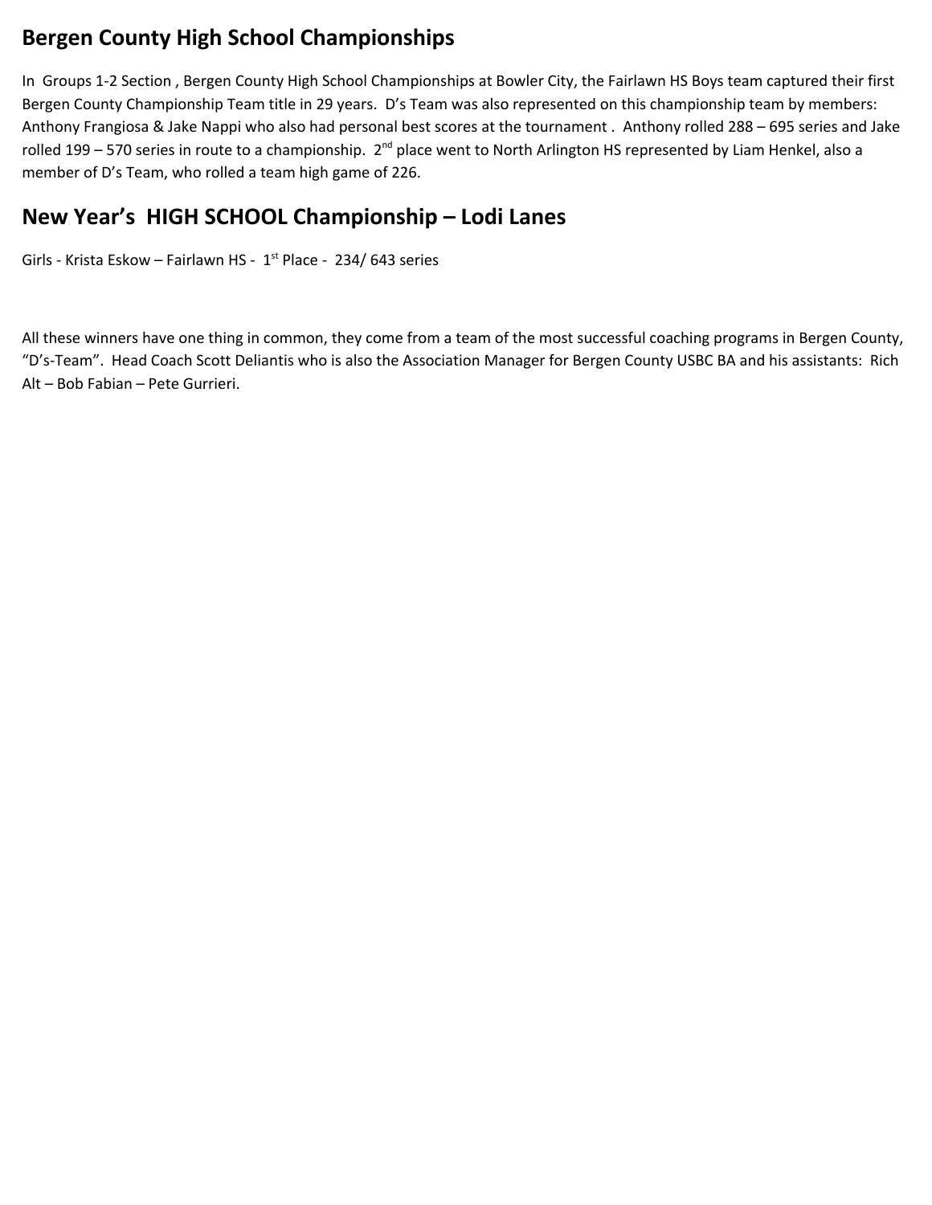## Bergen County High School Championships

In Groups 1-2 Section , Bergen County High School Championships at Bowler City, the Fairlawn HS Boys team captured their first Bergen County Championship Team title in 29 years. D's Team was also represented on this championship team by members: Anthony Frangiosa & Jake Nappi who also had personal best scores at the tournament . Anthony rolled 288 – 695 series and Jake rolled 199 – 570 series in route to a championship. 2nd place went to North Arlington HS represented by Liam Henkel, also a member of D's Team, who rolled a team high game of 226.

## New Year's HIGH SCHOOL Championship – Lodi Lanes

Girls - Krista Eskow – Fairlawn HS - 1st Place - 234/ 643 series

All these winners have one thing in common, they come from a team of the most successful coaching programs in Bergen County, "D's-Team". Head Coach Scott Deliantis who is also the Association Manager for Bergen County USBC BA and his assistants: Rich Alt – Bob Fabian – Pete Gurrieri.